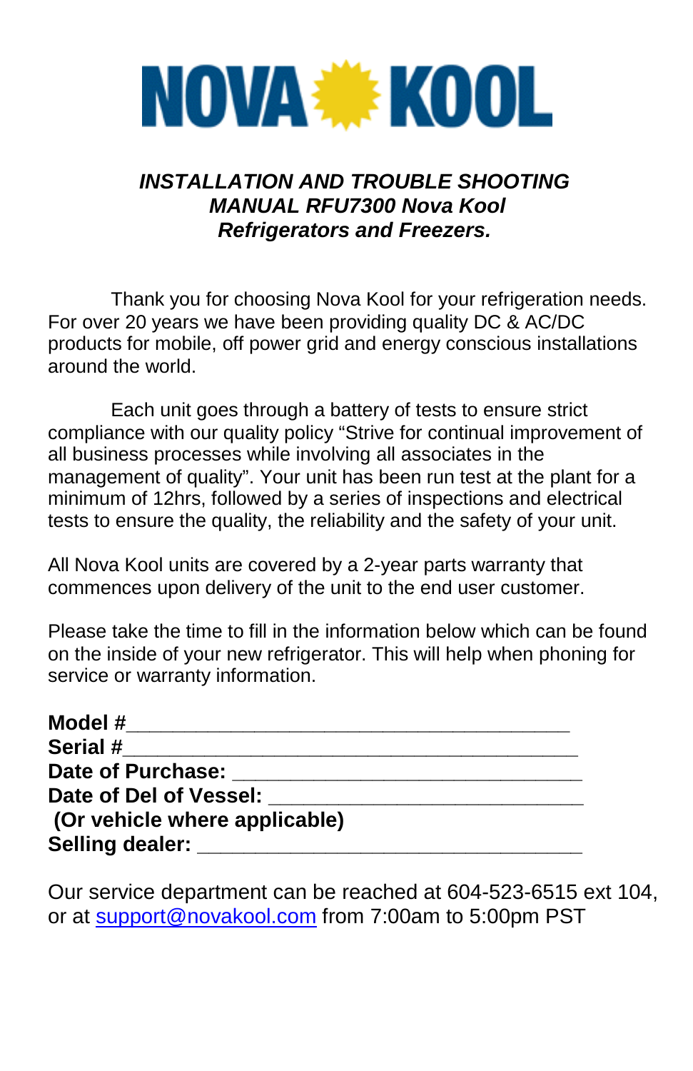# NOVA KOOL

***INSTALLATION AND TROUBLE SHOOTING MANUAL RFU7300 Nova Kool Refrigerators and Freezers.***

Thank you for choosing Nova Kool for your refrigeration needs. For over 20 years we have been providing quality DC & AC/DC products for mobile, off power grid and energy conscious installations around the world.

Each unit goes through a battery of tests to ensure strict compliance with our quality policy "Strive for continual improvement of all business processes while involving all associates in the management of quality". Your unit has been run test at the plant for a minimum of 12hrs, followed by a series of inspections and electrical tests to ensure the quality, the reliability and the safety of your unit.

All Nova Kool units are covered by a 2-year parts warranty that commences upon delivery of the unit to the end user customer.

Please take the time to fill in the information below which can be found on the inside of your new refrigerator. This will help when phoning for service or warranty information.

**Model #**_______________________________________

**Serial #**________________________________________

**Date of Purchase:** ______________________________

**Date of Del of Vessel:** ___________________________

**(Or vehicle where applicable)**

**Selling dealer:** _________________________________

Our service department can be reached at 604-523-6515 ext 104, or at support@novakool.com from 7:00am to 5:00pm PST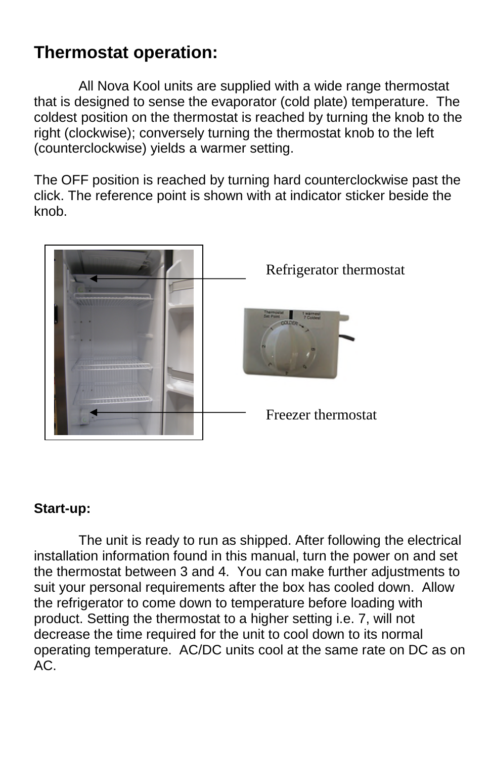## Thermostat operation:

All Nova Kool units are supplied with a wide range thermostat that is designed to sense the evaporator (cold plate) temperature. The coldest position on the thermostat is reached by turning the knob to the right (clockwise); conversely turning the thermostat knob to the left (counterclockwise) yields a warmer setting.

The OFF position is reached by turning hard counterclockwise past the click. The reference point is shown with at indicator sticker beside the knob.

Refrigerator thermostat

Freezer thermostat

## Start-up:

The unit is ready to run as shipped. After following the electrical installation information found in this manual, turn the power on and set the thermostat between 3 and 4. You can make further adjustments to suit your personal requirements after the box has cooled down. Allow the refrigerator to come down to temperature before loading with product. Setting the thermostat to a higher setting i.e. 7, will not decrease the time required for the unit to cool down to its normal operating temperature. AC/DC units cool at the same rate on DC as on AC.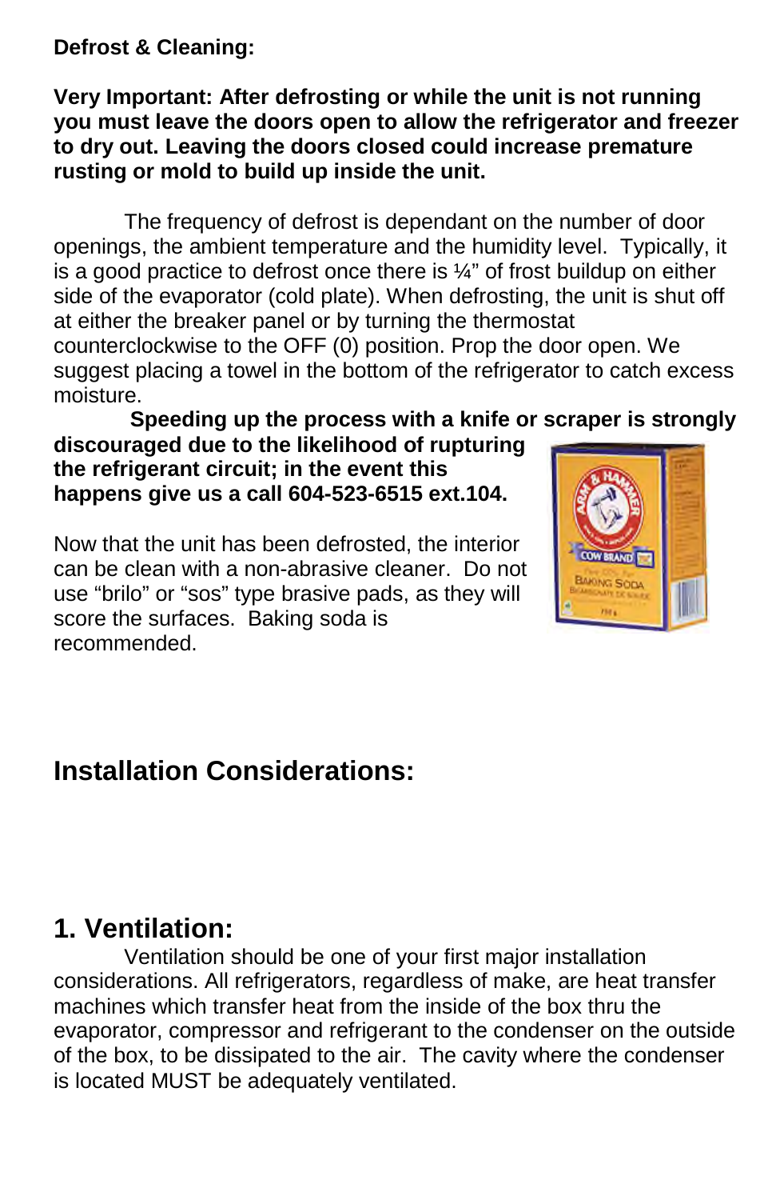**Defrost & Cleaning:**

**Very Important: After defrosting or while the unit is not running you must leave the doors open to allow the refrigerator and freezer to dry out. Leaving the doors closed could increase premature rusting or mold to build up inside the unit.**

The frequency of defrost is dependant on the number of door openings, the ambient temperature and the humidity level. Typically, it is a good practice to defrost once there is ¼" of frost buildup on either side of the evaporator (cold plate). When defrosting, the unit is shut off at either the breaker panel or by turning the thermostat counterclockwise to the OFF (0) position. Prop the door open. We suggest placing a towel in the bottom of the refrigerator to catch excess moisture.

**Speeding up the process with a knife or scraper is strongly discouraged due to the likelihood of rupturing the refrigerant circuit; in the event this happens give us a call 604-523-6515 ext.104.**

Now that the unit has been defrosted, the interior can be clean with a non-abrasive cleaner. Do not use "brilo" or "sos" type brasive pads, as they will score the surfaces. Baking soda is recommended.

## Installation Considerations:

## 1. Ventilation:

Ventilation should be one of your first major installation considerations. All refrigerators, regardless of make, are heat transfer machines which transfer heat from the inside of the box thru the evaporator, compressor and refrigerant to the condenser on the outside of the box, to be dissipated to the air. The cavity where the condenser is located MUST be adequately ventilated.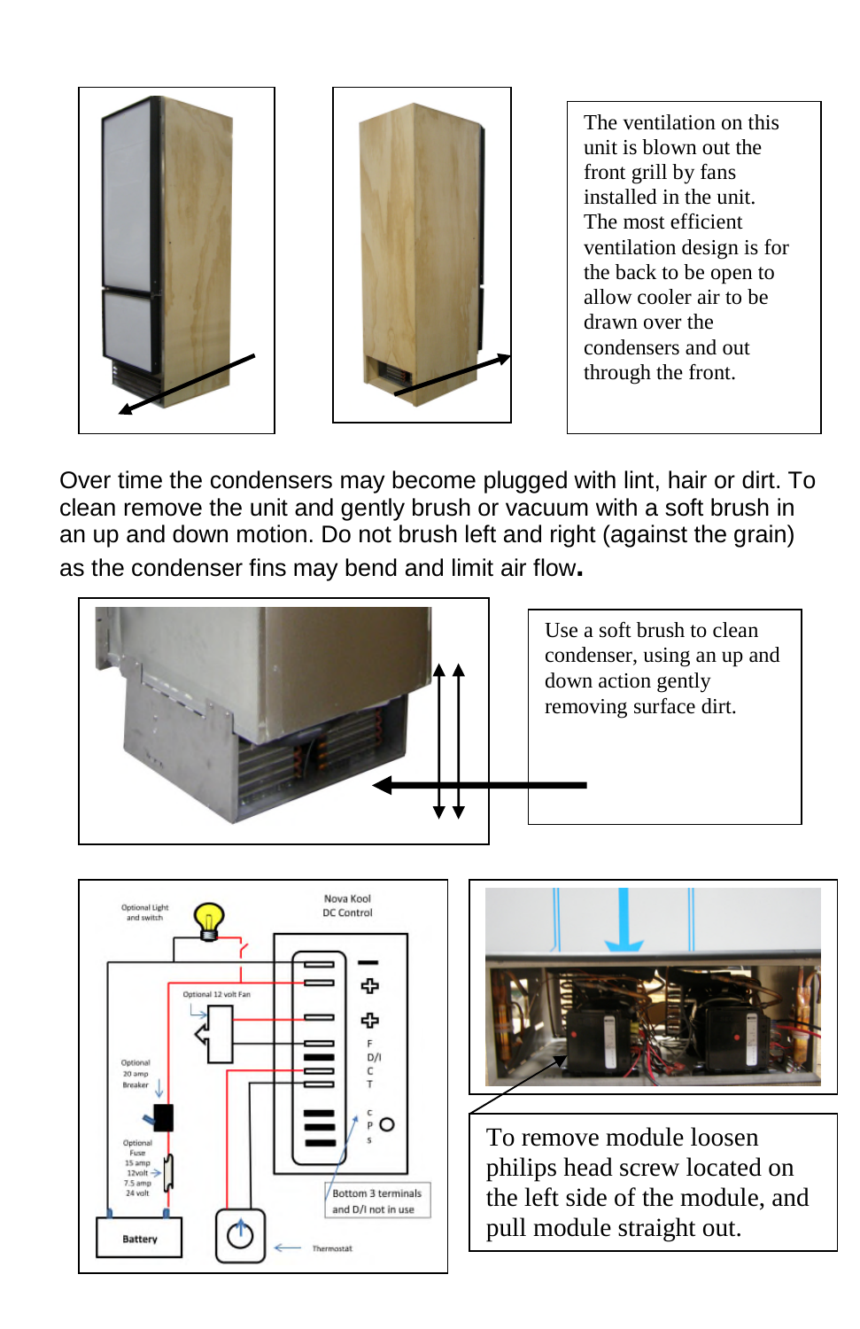The ventilation on this unit is blown out the front grill by fans installed in the unit. The most efficient ventilation design is for the back to be open to allow cooler air to be drawn over the condensers and out through the front.

Over time the condensers may become plugged with lint, hair or dirt. To clean remove the unit and gently brush or vacuum with a soft brush in an up and down motion. Do not brush left and right (against the grain) as the condenser fins may bend and limit air flow**.**

Use a soft brush to clean condenser, using an up and down action gently removing surface dirt.

Optional Light and switch

Nova Kool DC Control

Optional 12 volt Fan

F D/I C T

C P S

Optional 20 amp Breaker

Optional Fuse 15 amp 12volt 7.5 amp 24 volt

Bottom 3 terminals and D/I not in use

Battery

Thermostat

To remove module loosen philips head screw located on the left side of the module, and pull module straight out.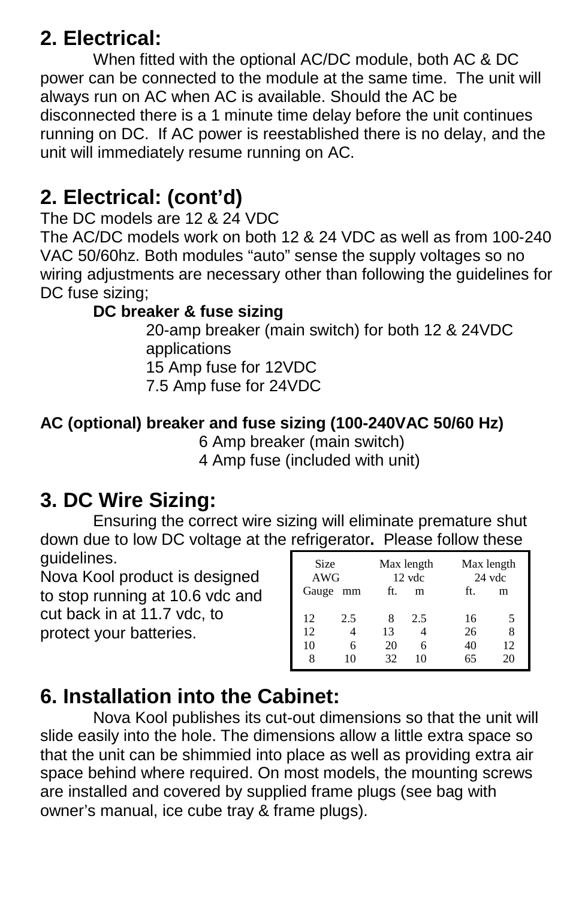## 2. Electrical:

When fitted with the optional AC/DC module, both AC & DC power can be connected to the module at the same time. The unit will always run on AC when AC is available. Should the AC be disconnected there is a 1 minute time delay before the unit continues running on DC. If AC power is reestablished there is no delay, and the unit will immediately resume running on AC.

## 2. Electrical: (cont'd)

The DC models are 12 & 24 VDC
The AC/DC models work on both 12 & 24 VDC as well as from 100-240 VAC 50/60hz. Both modules "auto" sense the supply voltages so no wiring adjustments are necessary other than following the guidelines for DC fuse sizing;

**DC breaker & fuse sizing**

20-amp breaker (main switch) for both 12 & 24VDC applications
15 Amp fuse for 12VDC
7.5 Amp fuse for 24VDC

**AC (optional) breaker and fuse sizing (100-240VAC 50/60 Hz)**

6 Amp breaker (main switch)
4 Amp fuse (included with unit)

## 3. DC Wire Sizing:

Ensuring the correct wire sizing will eliminate premature shut down due to low DC voltage at the refrigerator**.** Please follow these guidelines.

Nova Kool product is designed to stop running at 10.6 vdc and cut back in at 11.7 vdc, to protect your batteries.

| Size AWG | | Max length 12 vdc | | Max length 24 vdc | |
|---|---|---|---|---|---|
| Gauge | mm | ft. | m | ft. | m |
| 12 | 2.5 | 8 | 2.5 | 16 | 5 |
| 12 | 4 | 13 | 4 | 26 | 8 |
| 10 | 6 | 20 | 6 | 40 | 12 |
| 8 | 10 | 32 | 10 | 65 | 20 |

## 6. Installation into the Cabinet:

Nova Kool publishes its cut-out dimensions so that the unit will slide easily into the hole. The dimensions allow a little extra space so that the unit can be shimmied into place as well as providing extra air space behind where required. On most models, the mounting screws are installed and covered by supplied frame plugs (see bag with owner's manual, ice cube tray & frame plugs).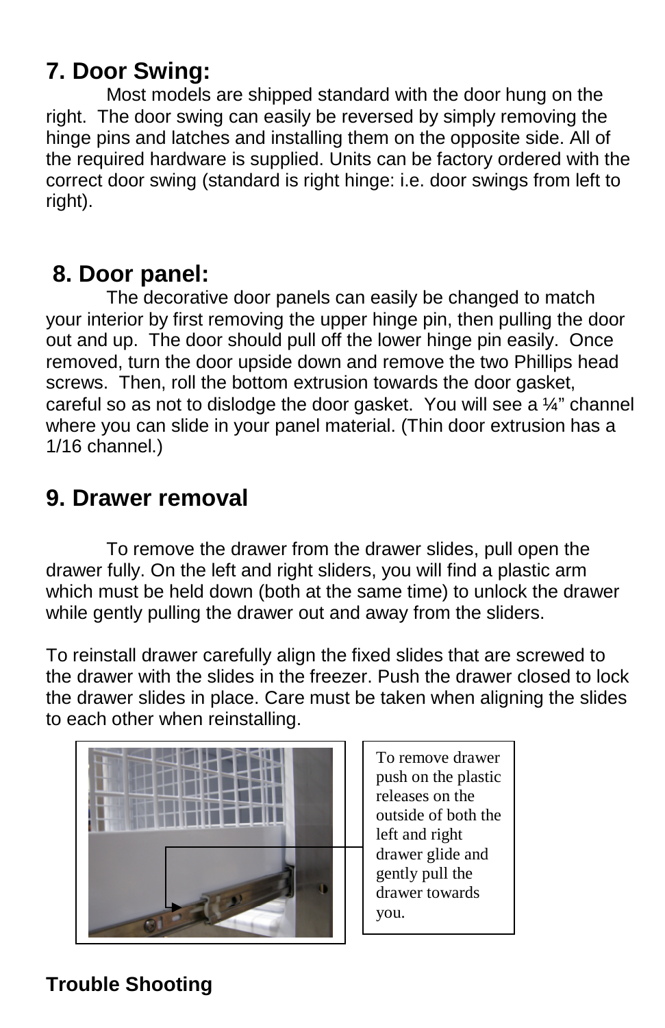## 7. Door Swing:

Most models are shipped standard with the door hung on the right. The door swing can easily be reversed by simply removing the hinge pins and latches and installing them on the opposite side. All of the required hardware is supplied. Units can be factory ordered with the correct door swing (standard is right hinge: i.e. door swings from left to right).

## 8. Door panel:

The decorative door panels can easily be changed to match your interior by first removing the upper hinge pin, then pulling the door out and up. The door should pull off the lower hinge pin easily. Once removed, turn the door upside down and remove the two Phillips head screws. Then, roll the bottom extrusion towards the door gasket, careful so as not to dislodge the door gasket. You will see a ¼" channel where you can slide in your panel material. (Thin door extrusion has a 1/16 channel.)

## 9. Drawer removal

To remove the drawer from the drawer slides, pull open the drawer fully. On the left and right sliders, you will find a plastic arm which must be held down (both at the same time) to unlock the drawer while gently pulling the drawer out and away from the sliders.

To reinstall drawer carefully align the fixed slides that are screwed to the drawer with the slides in the freezer. Push the drawer closed to lock the drawer slides in place. Care must be taken when aligning the slides to each other when reinstalling.

To remove drawer push on the plastic releases on the outside of both the left and right drawer glide and gently pull the drawer towards you.

**Trouble Shooting**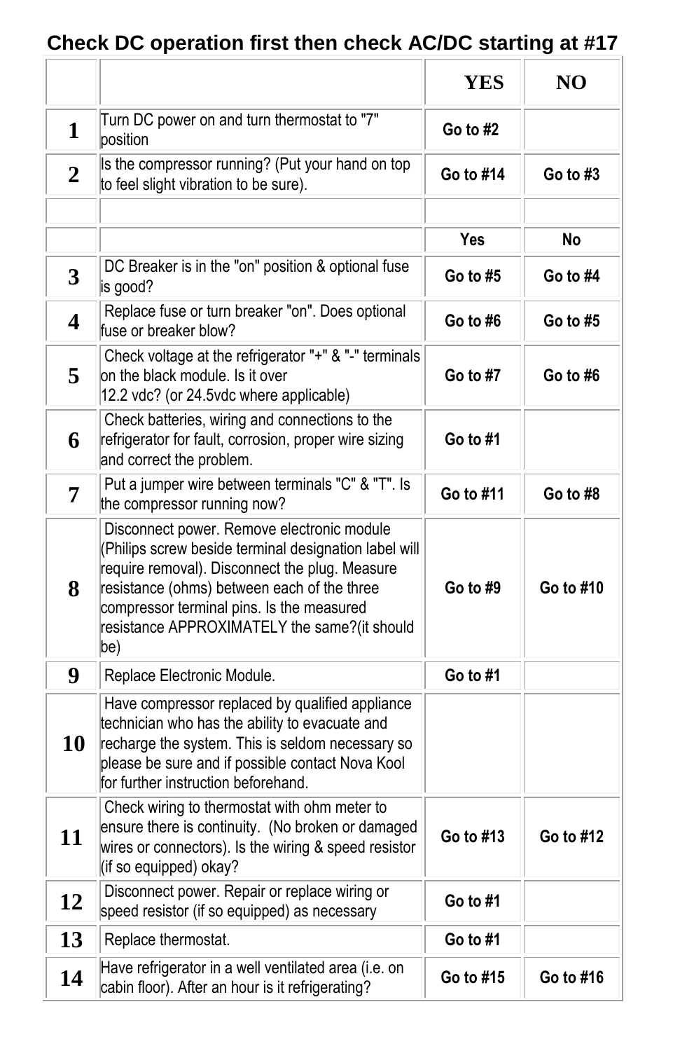## Check DC operation first then check AC/DC starting at #17

| | | YES | NO |
|---|---|---|---|
| 1 | Turn DC power on and turn thermostat to "7" position | Go to #2 | |
| 2 | Is the compressor running? (Put your hand on top to feel slight vibration to be sure). | Go to #14 | Go to #3 |
| | | | |
| | | Yes | No |
| 3 | DC Breaker is in the "on" position & optional fuse is good? | Go to #5 | Go to #4 |
| 4 | Replace fuse or turn breaker "on". Does optional fuse or breaker blow? | Go to #6 | Go to #5 |
| 5 | Check voltage at the refrigerator "+" & "-" terminals on the black module. Is it over 12.2 vdc? (or 24.5vdc where applicable) | Go to #7 | Go to #6 |
| 6 | Check batteries, wiring and connections to the refrigerator for fault, corrosion, proper wire sizing and correct the problem. | Go to #1 | |
| 7 | Put a jumper wire between terminals "C" & "T". Is the compressor running now? | Go to #11 | Go to #8 |
| 8 | Disconnect power. Remove electronic module (Philips screw beside terminal designation label will require removal). Disconnect the plug. Measure resistance (ohms) between each of the three compressor terminal pins. Is the measured resistance APPROXIMATELY the same?(it should be) | Go to #9 | Go to #10 |
| 9 | Replace Electronic Module. | Go to #1 | |
| 10 | Have compressor replaced by qualified appliance technician who has the ability to evacuate and recharge the system. This is seldom necessary so please be sure and if possible contact Nova Kool for further instruction beforehand. | | |
| 11 | Check wiring to thermostat with ohm meter to ensure there is continuity. (No broken or damaged wires or connectors). Is the wiring & speed resistor (if so equipped) okay? | Go to #13 | Go to #12 |
| 12 | Disconnect power. Repair or replace wiring or speed resistor (if so equipped) as necessary | Go to #1 | |
| 13 | Replace thermostat. | Go to #1 | |
| 14 | Have refrigerator in a well ventilated area (i.e. on cabin floor). After an hour is it refrigerating? | Go to #15 | Go to #16 |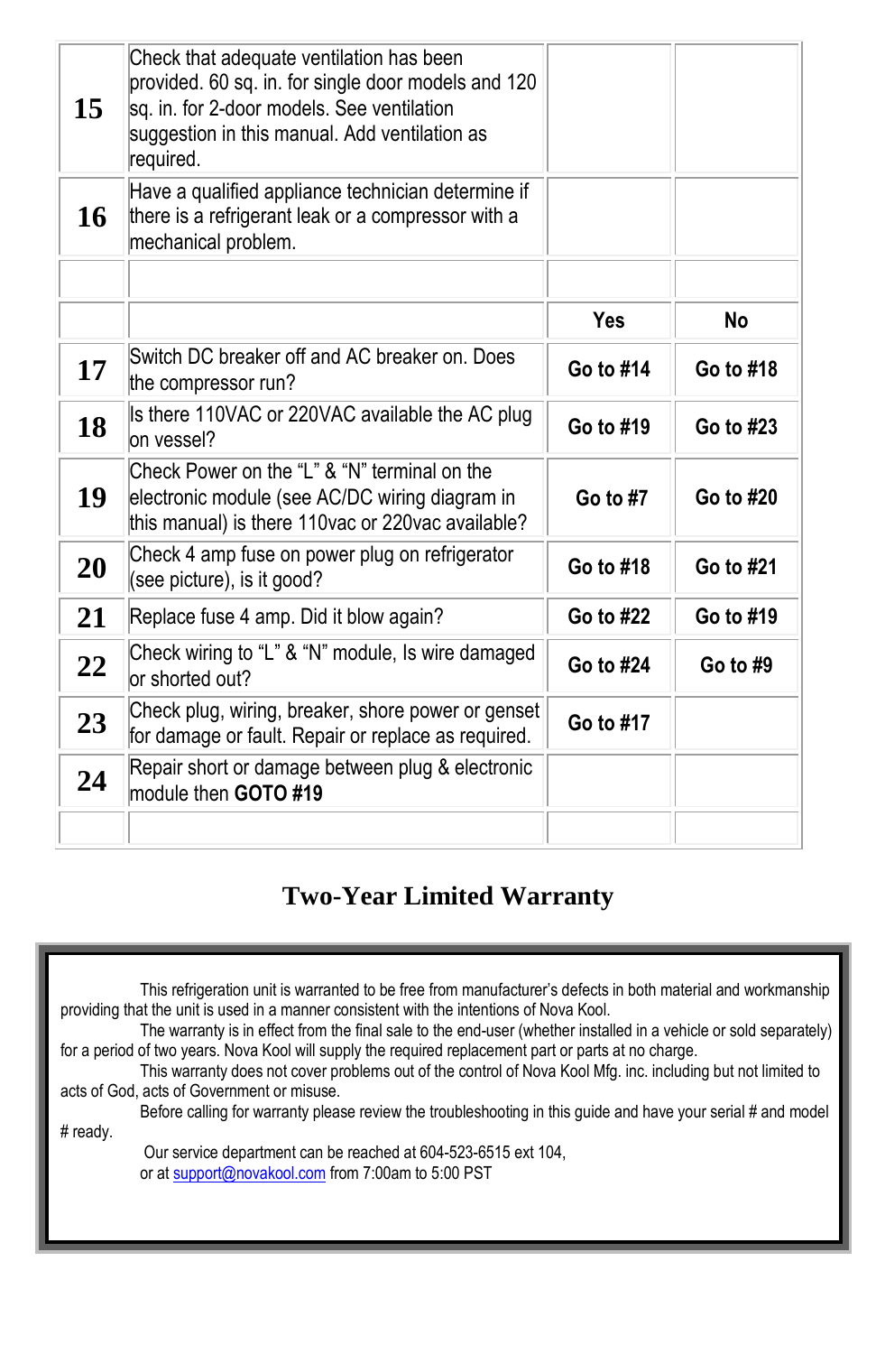| | | | |
|---|---|---|---|
| **15** | Check that adequate ventilation has been provided. 60 sq. in. for single door models and 120 sq. in. for 2-door models. See ventilation suggestion in this manual. Add ventilation as required. | | |
| **16** | Have a qualified appliance technician determine if there is a refrigerant leak or a compressor with a mechanical problem. | | |
| | | | |
| | | **Yes** | **No** |
| **17** | Switch DC breaker off and AC breaker on. Does the compressor run? | **Go to #14** | **Go to #18** |
| **18** | Is there 110VAC or 220VAC available the AC plug on vessel? | **Go to #19** | **Go to #23** |
| **19** | Check Power on the "L" & "N" terminal on the electronic module (see AC/DC wiring diagram in this manual) is there 110vac or 220vac available? | **Go to #7** | **Go to #20** |
| **20** | Check 4 amp fuse on power plug on refrigerator (see picture), is it good? | **Go to #18** | **Go to #21** |
| **21** | Replace fuse 4 amp. Did it blow again? | **Go to #22** | **Go to #19** |
| **22** | Check wiring to "L" & "N" module, Is wire damaged or shorted out? | **Go to #24** | **Go to #9** |
| **23** | Check plug, wiring, breaker, shore power or genset for damage or fault. Repair or replace as required. | **Go to #17** | |
| **24** | Repair short or damage between plug & electronic module then **GOTO #19** | | |
| | | | |

## Two-Year Limited Warranty

This refrigeration unit is warranted to be free from manufacturer's defects in both material and workmanship providing that the unit is used in a manner consistent with the intentions of Nova Kool.

The warranty is in effect from the final sale to the end-user (whether installed in a vehicle or sold separately) for a period of two years. Nova Kool will supply the required replacement part or parts at no charge.

This warranty does not cover problems out of the control of Nova Kool Mfg. inc. including but not limited to acts of God, acts of Government or misuse.

Before calling for warranty please review the troubleshooting in this guide and have your serial # and model # ready.

Our service department can be reached at 604-523-6515 ext 104,
or at support@novakool.com from 7:00am to 5:00 PST